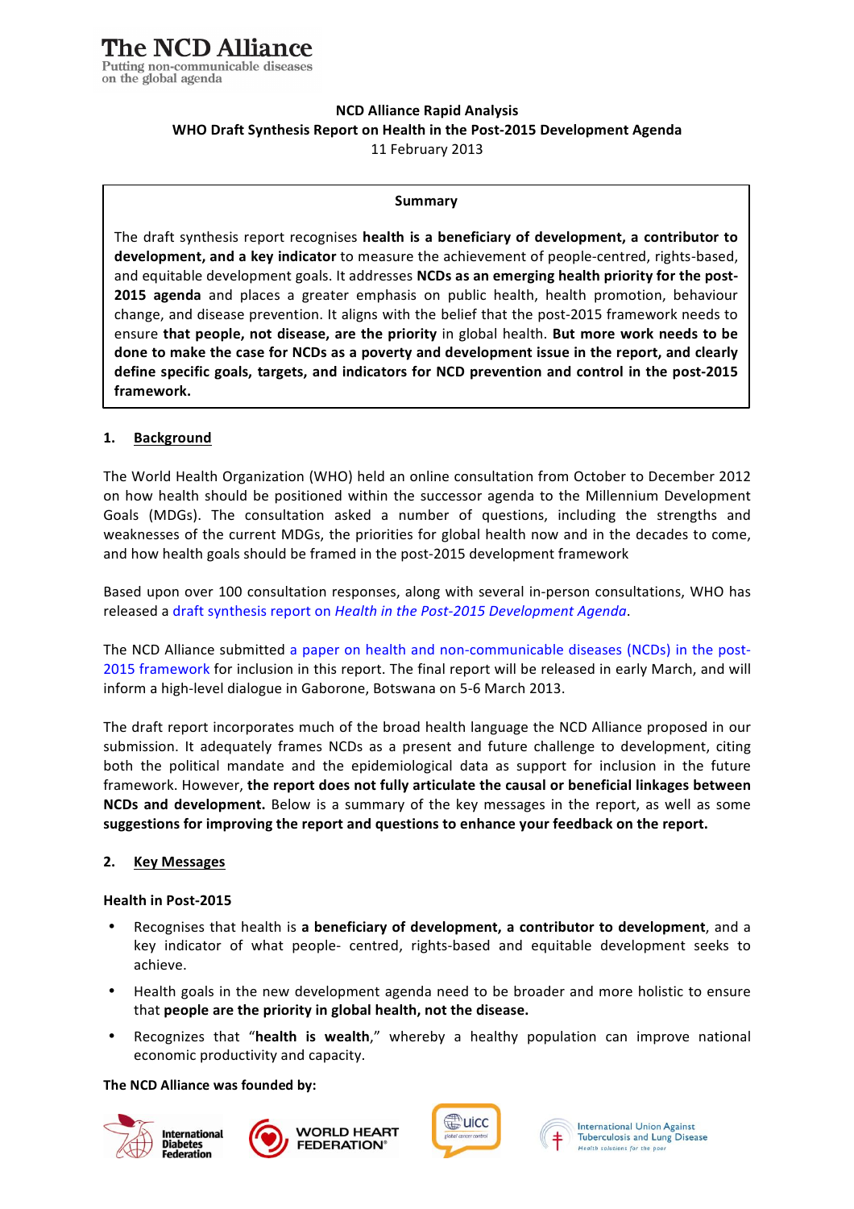**The NCD Alliance**
Putting non-communicable diseases on the global agenda

**NCD Alliance Rapid Analysis**
**WHO Draft Synthesis Report on Health in the Post-2015 Development Agenda**
11 February 2013

> **Summary**
>
> The draft synthesis report recognises **health is a beneficiary of development, a contributor to development, and a key indicator** to measure the achievement of people-centred, rights-based, and equitable development goals. It addresses **NCDs as an emerging health priority for the post-2015 agenda** and places a greater emphasis on public health, health promotion, behaviour change, and disease prevention. It aligns with the belief that the post-2015 framework needs to ensure **that people, not disease, are the priority** in global health. **But more work needs to be done to make the case for NCDs as a poverty and development issue in the report, and clearly define specific goals, targets, and indicators for NCD prevention and control in the post-2015 framework.**

## 1. Background

The World Health Organization (WHO) held an online consultation from October to December 2012 on how health should be positioned within the successor agenda to the Millennium Development Goals (MDGs). The consultation asked a number of questions, including the strengths and weaknesses of the current MDGs, the priorities for global health now and in the decades to come, and how health goals should be framed in the post-2015 development framework

Based upon over 100 consultation responses, along with several in-person consultations, WHO has released a draft synthesis report on *Health in the Post-2015 Development Agenda*.

The NCD Alliance submitted a paper on health and non-communicable diseases (NCDs) in the post-2015 framework for inclusion in this report. The final report will be released in early March, and will inform a high-level dialogue in Gaborone, Botswana on 5-6 March 2013.

The draft report incorporates much of the broad health language the NCD Alliance proposed in our submission. It adequately frames NCDs as a present and future challenge to development, citing both the political mandate and the epidemiological data as support for inclusion in the future framework. However, **the report does not fully articulate the causal or beneficial linkages between NCDs and development.** Below is a summary of the key messages in the report, as well as some **suggestions for improving the report and questions to enhance your feedback on the report.**

## 2. Key Messages

### Health in Post-2015

- Recognises that health is **a beneficiary of development, a contributor to development**, and a key indicator of what people- centred, rights-based and equitable development seeks to achieve.
- Health goals in the new development agenda need to be broader and more holistic to ensure that **people are the priority in global health, not the disease.**
- Recognizes that "**health is wealth**," whereby a healthy population can improve national economic productivity and capacity.

**The NCD Alliance was founded by:**

International Diabetes Federation | World Heart Federation | UICC global cancer control | International Union Against Tuberculosis and Lung Disease – Health solutions for the poor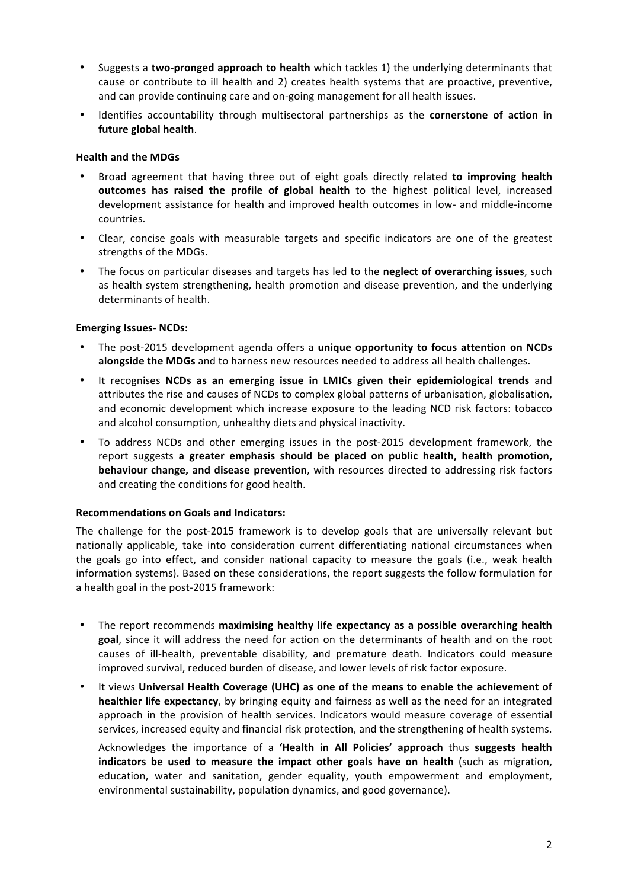- Suggests a **two-pronged approach to health** which tackles 1) the underlying determinants that cause or contribute to ill health and 2) creates health systems that are proactive, preventive, and can provide continuing care and on-going management for all health issues.
- Identifies accountability through multisectoral partnerships as the **cornerstone of action in future global health**.

**Health and the MDGs**

- Broad agreement that having three out of eight goals directly related **to improving health outcomes has raised the profile of global health** to the highest political level, increased development assistance for health and improved health outcomes in low- and middle-income countries.
- Clear, concise goals with measurable targets and specific indicators are one of the greatest strengths of the MDGs.
- The focus on particular diseases and targets has led to the **neglect of overarching issues**, such as health system strengthening, health promotion and disease prevention, and the underlying determinants of health.

**Emerging Issues- NCDs:**

- The post-2015 development agenda offers a **unique opportunity to focus attention on NCDs alongside the MDGs** and to harness new resources needed to address all health challenges.
- It recognises **NCDs as an emerging issue in LMICs given their epidemiological trends** and attributes the rise and causes of NCDs to complex global patterns of urbanisation, globalisation, and economic development which increase exposure to the leading NCD risk factors: tobacco and alcohol consumption, unhealthy diets and physical inactivity.
- To address NCDs and other emerging issues in the post-2015 development framework, the report suggests **a greater emphasis should be placed on public health, health promotion, behaviour change, and disease prevention**, with resources directed to addressing risk factors and creating the conditions for good health.

**Recommendations on Goals and Indicators:**

The challenge for the post-2015 framework is to develop goals that are universally relevant but nationally applicable, take into consideration current differentiating national circumstances when the goals go into effect, and consider national capacity to measure the goals (i.e., weak health information systems). Based on these considerations, the report suggests the follow formulation for a health goal in the post-2015 framework:

- The report recommends **maximising healthy life expectancy as a possible overarching health goal**, since it will address the need for action on the determinants of health and on the root causes of ill-health, preventable disability, and premature death. Indicators could measure improved survival, reduced burden of disease, and lower levels of risk factor exposure.
- It views **Universal Health Coverage (UHC) as one of the means to enable the achievement of healthier life expectancy**, by bringing equity and fairness as well as the need for an integrated approach in the provision of health services. Indicators would measure coverage of essential services, increased equity and financial risk protection, and the strengthening of health systems.

  Acknowledges the importance of a **'Health in All Policies' approach** thus **suggests health indicators be used to measure the impact other goals have on health** (such as migration, education, water and sanitation, gender equality, youth empowerment and employment, environmental sustainability, population dynamics, and good governance).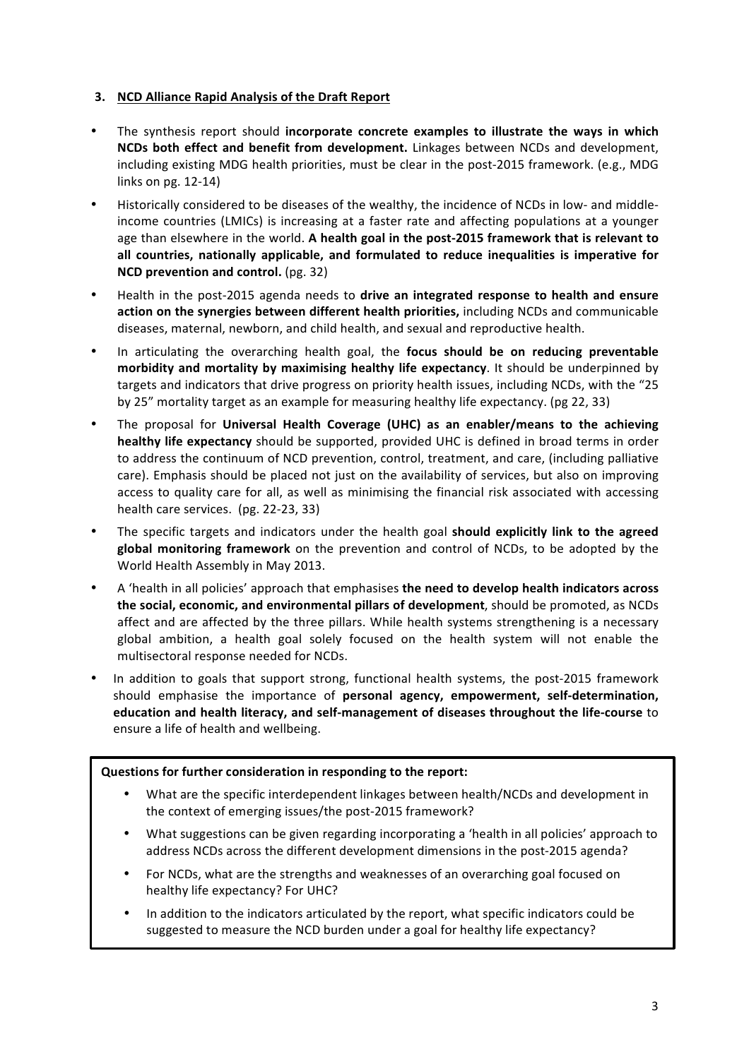## 3. NCD Alliance Rapid Analysis of the Draft Report

- The synthesis report should **incorporate concrete examples to illustrate the ways in which NCDs both effect and benefit from development.** Linkages between NCDs and development, including existing MDG health priorities, must be clear in the post-2015 framework. (e.g., MDG links on pg. 12-14)
- Historically considered to be diseases of the wealthy, the incidence of NCDs in low- and middle-income countries (LMICs) is increasing at a faster rate and affecting populations at a younger age than elsewhere in the world. **A health goal in the post-2015 framework that is relevant to all countries, nationally applicable, and formulated to reduce inequalities is imperative for NCD prevention and control.** (pg. 32)
- Health in the post-2015 agenda needs to **drive an integrated response to health and ensure action on the synergies between different health priorities,** including NCDs and communicable diseases, maternal, newborn, and child health, and sexual and reproductive health.
- In articulating the overarching health goal, the **focus should be on reducing preventable morbidity and mortality by maximising healthy life expectancy**. It should be underpinned by targets and indicators that drive progress on priority health issues, including NCDs, with the "25 by 25" mortality target as an example for measuring healthy life expectancy. (pg 22, 33)
- The proposal for **Universal Health Coverage (UHC) as an enabler/means to the achieving healthy life expectancy** should be supported, provided UHC is defined in broad terms in order to address the continuum of NCD prevention, control, treatment, and care, (including palliative care). Emphasis should be placed not just on the availability of services, but also on improving access to quality care for all, as well as minimising the financial risk associated with accessing health care services. (pg. 22-23, 33)
- The specific targets and indicators under the health goal **should explicitly link to the agreed global monitoring framework** on the prevention and control of NCDs, to be adopted by the World Health Assembly in May 2013.
- A 'health in all policies' approach that emphasises **the need to develop health indicators across the social, economic, and environmental pillars of development**, should be promoted, as NCDs affect and are affected by the three pillars. While health systems strengthening is a necessary global ambition, a health goal solely focused on the health system will not enable the multisectoral response needed for NCDs.
- In addition to goals that support strong, functional health systems, the post-2015 framework should emphasise the importance of **personal agency, empowerment, self-determination, education and health literacy, and self-management of diseases throughout the life-course** to ensure a life of health and wellbeing.

**Questions for further consideration in responding to the report:**

- What are the specific interdependent linkages between health/NCDs and development in the context of emerging issues/the post-2015 framework?
- What suggestions can be given regarding incorporating a 'health in all policies' approach to address NCDs across the different development dimensions in the post-2015 agenda?
- For NCDs, what are the strengths and weaknesses of an overarching goal focused on healthy life expectancy? For UHC?
- In addition to the indicators articulated by the report, what specific indicators could be suggested to measure the NCD burden under a goal for healthy life expectancy?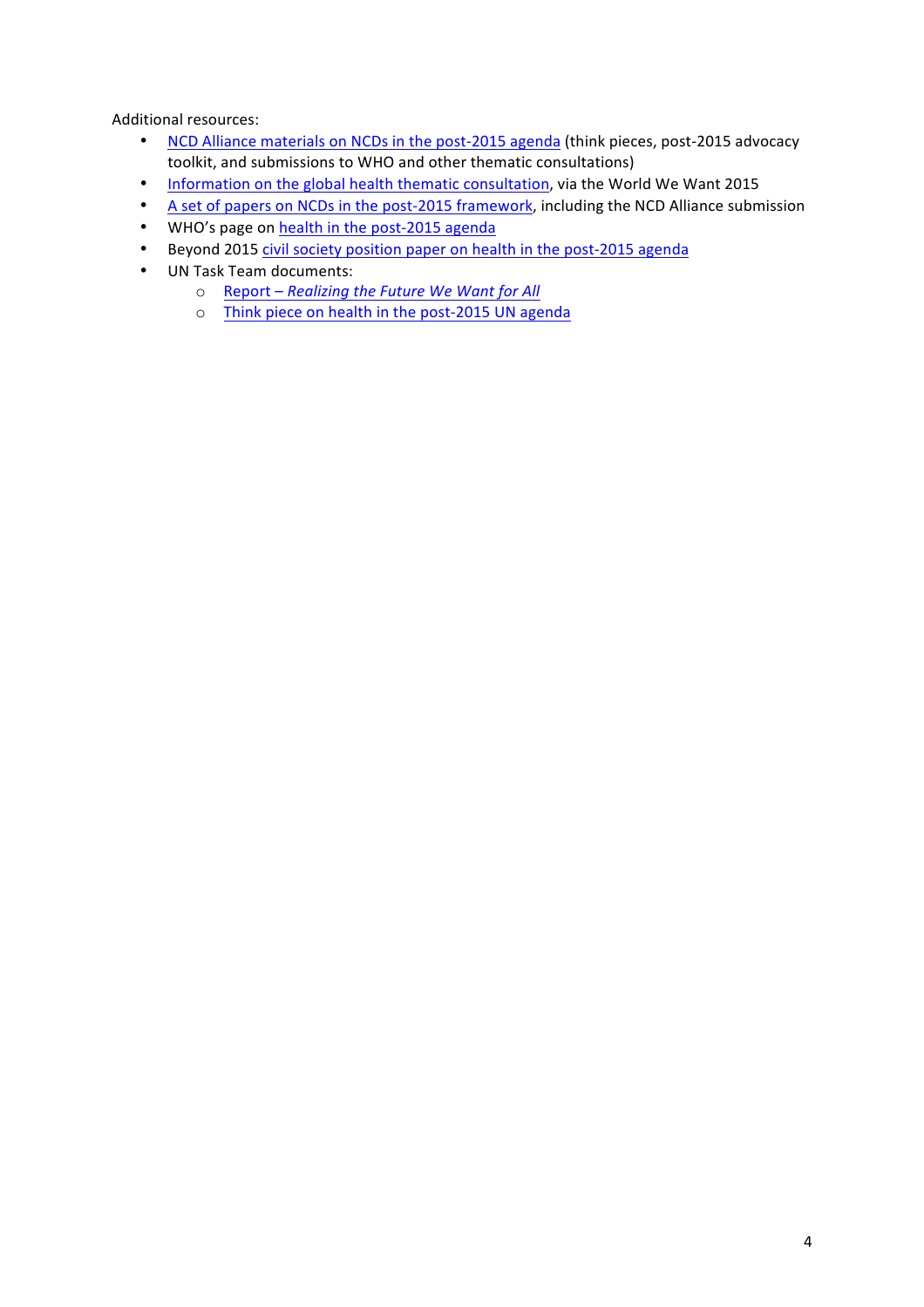Additional resources:

- NCD Alliance materials on NCDs in the post-2015 agenda (think pieces, post-2015 advocacy toolkit, and submissions to WHO and other thematic consultations)
- Information on the global health thematic consultation, via the World We Want 2015
- A set of papers on NCDs in the post-2015 framework, including the NCD Alliance submission
- WHO's page on health in the post-2015 agenda
- Beyond 2015 civil society position paper on health in the post-2015 agenda
- UN Task Team documents:
  - Report – *Realizing the Future We Want for All*
  - Think piece on health in the post-2015 UN agenda